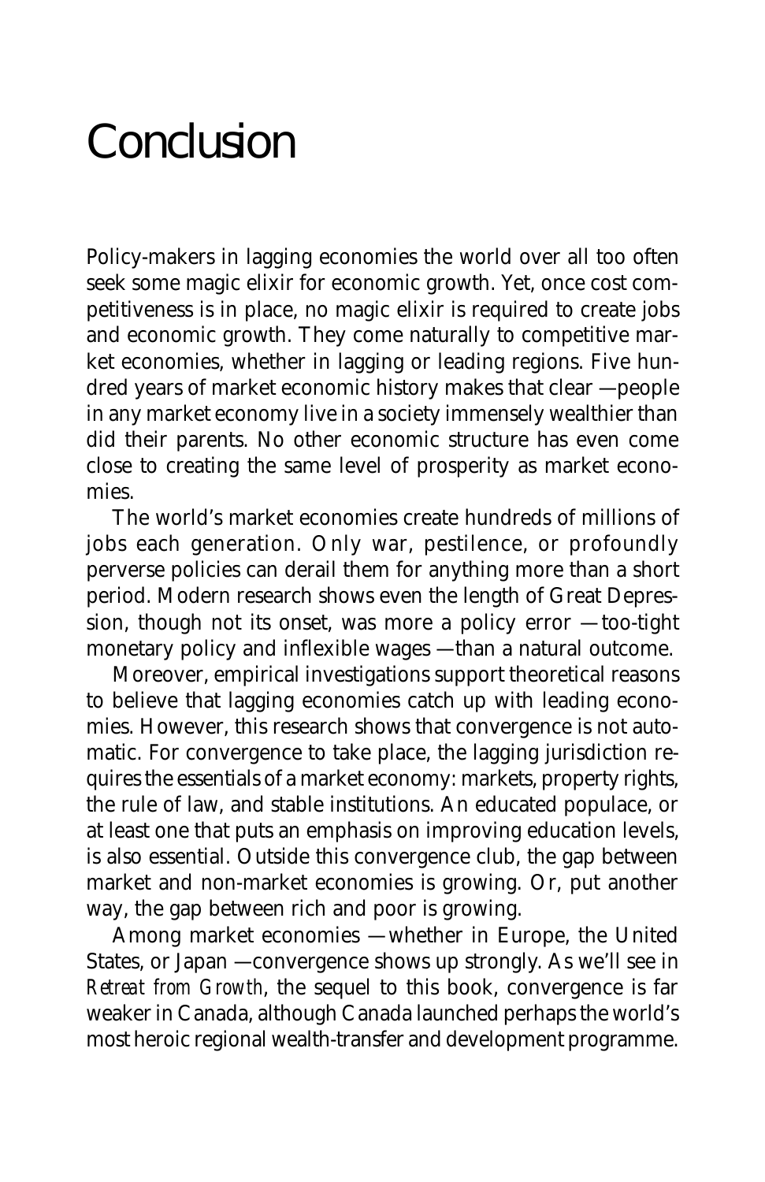# Conclusion

Policy-makers in lagging economies the world over all too often seek some magic elixir for economic growth. Yet, once cost competitiveness is in place, no magic elixir is required to create jobs and economic growth. They come naturally to competitive market economies, whether in lagging or leading regions. Five hundred years of market economic history makes that clear —people in any market economy live in a society immensely wealthier than did their parents. No other economic structure has even come close to creating the same level of prosperity as market economies.

The world's market economies create hundreds of millions of jobs each generation. Only war, pestilence, or profoundly perverse policies can derail them for anything more than a short period. Modern research shows even the length of Great Depression, though not its onset, was more a policy error —too-tight monetary policy and inflexible wages —than a natural outcome.

Moreover, empirical investigations support theoretical reasons to believe that lagging economies catch up with leading economies. However, this research shows that convergence is not automatic. For convergence to take place, the lagging jurisdiction requires the essentials of a market economy: markets, property rights, the rule of law, and stable institutions. An educated populace, or at least one that puts an emphasis on improving education levels, is also essential. Outside this convergence club, the gap between market and non-market economies is growing. Or, put another way, the gap between rich and poor is growing.

Among market economies —whether in Europe, the United States, or Japan —convergence shows up strongly. As we'll see in *Retreat from Growth*, the sequel to this book, convergence is far weaker in Canada, although Canada launched perhaps the world's most heroic regional wealth-transfer and development programme.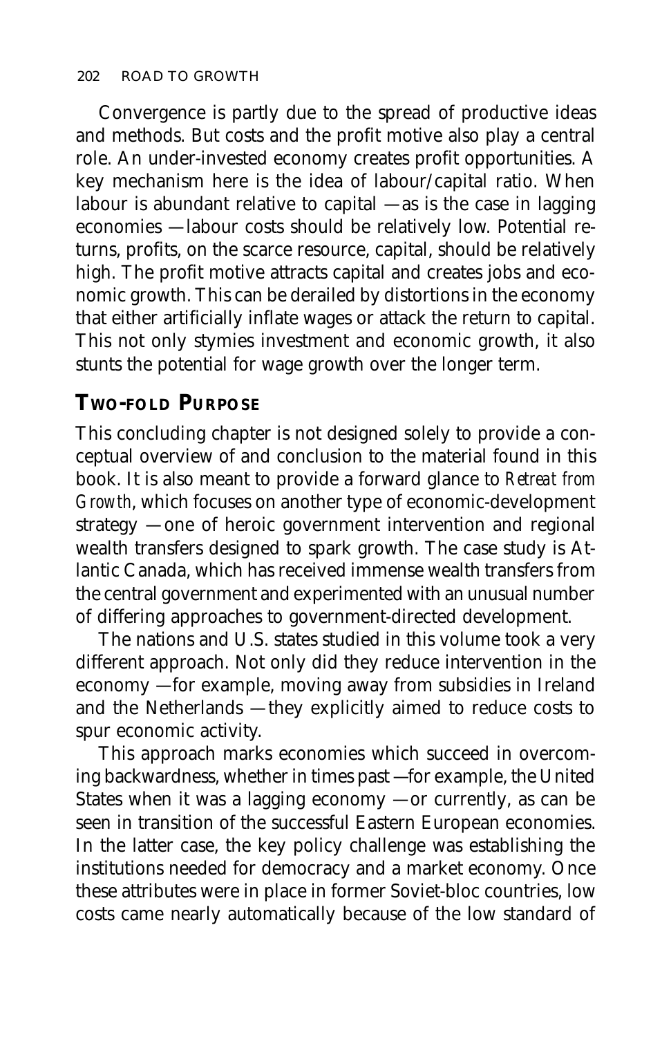Convergence is partly due to the spread of productive ideas and methods. But costs and the profit motive also play a central role. An under-invested economy creates profit opportunities. A key mechanism here is the idea of labour/capital ratio. When labour is abundant relative to capital —as is the case in lagging economies —labour costs should be relatively low. Potential returns, profits, on the scarce resource, capital, should be relatively high. The profit motive attracts capital and creates jobs and economic growth. This can be derailed by distortions in the economy that either artificially inflate wages or attack the return to capital. This not only stymies investment and economic growth, it also stunts the potential for wage growth over the longer term.

## TWO-FOLD PURPOSE

This concluding chapter is not designed solely to provide a conceptual overview of and conclusion to the material found in this book. It is also meant to provide a forward glance to *Retreat from Growth*, which focuses on another type of economic-development strategy —one of heroic government intervention and regional wealth transfers designed to spark growth. The case study is Atlantic Canada, which has received immense wealth transfers from the central government and experimented with an unusual number of differing approaches to government-directed development.

The nations and U.S. states studied in this volume took a very different approach. Not only did they reduce intervention in the economy —for example, moving away from subsidies in Ireland and the Netherlands —they explicitly aimed to reduce costs to spur economic activity.

This approach marks economies which succeed in overcoming backwardness, whether in times past —for example, the United States when it was a lagging economy —or currently, as can be seen in transition of the successful Eastern European economies. In the latter case, the key policy challenge was establishing the institutions needed for democracy and a market economy. Once these attributes were in place in former Soviet-bloc countries, low costs came nearly automatically because of the low standard of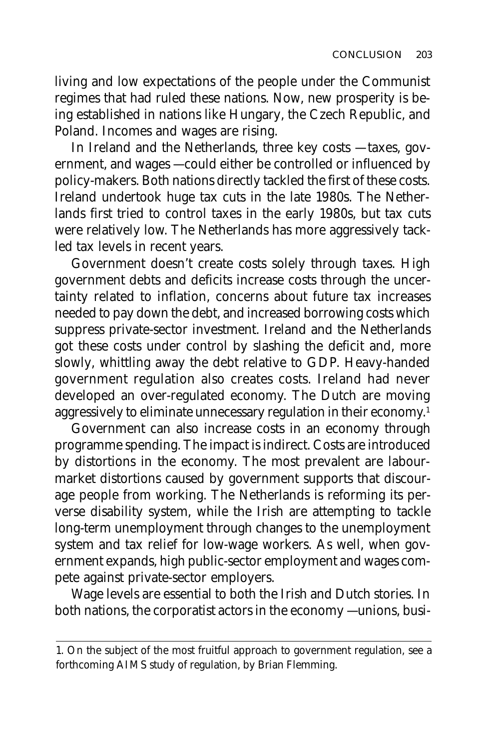living and low expectations of the people under the Communist regimes that had ruled these nations. Now, new prosperity is being established in nations like Hungary, the Czech Republic, and Poland. Incomes and wages are rising.

In Ireland and the Netherlands, three key costs —taxes, government, and wages —could either be controlled or influenced by policy-makers. Both nations directly tackled the first of these costs. Ireland undertook huge tax cuts in the late 1980s. The Netherlands first tried to control taxes in the early 1980s, but tax cuts were relatively low. The Netherlands has more aggressively tackled tax levels in recent years.

Government doesn't create costs solely through taxes. High government debts and deficits increase costs through the uncertainty related to inflation, concerns about future tax increases needed to pay down the debt, and increased borrowing costs which suppress private-sector investment. Ireland and the Netherlands got these costs under control by slashing the deficit and, more slowly, whittling away the debt relative to GDP. Heavy-handed government regulation also creates costs. Ireland had never developed an over-regulated economy. The Dutch are moving aggressively to eliminate unnecessary regulation in their economy.[1]

Government can also increase costs in an economy through programme spending. The impact is indirect. Costs are introduced by distortions in the economy. The most prevalent are labour-market distortions caused by government supports that discourage people from working. The Netherlands is reforming its perverse disability system, while the Irish are attempting to tackle long-term unemployment through changes to the unemployment system and tax relief for low-wage workers. As well, when government expands, high public-sector employment and wages compete against private-sector employers.

Wage levels are essential to both the Irish and Dutch stories. In both nations, the corporatist actors in the economy —unions, busi-

1. On the subject of the most fruitful approach to government regulation, see a forthcoming AIMS study of regulation, by Brian Flemming.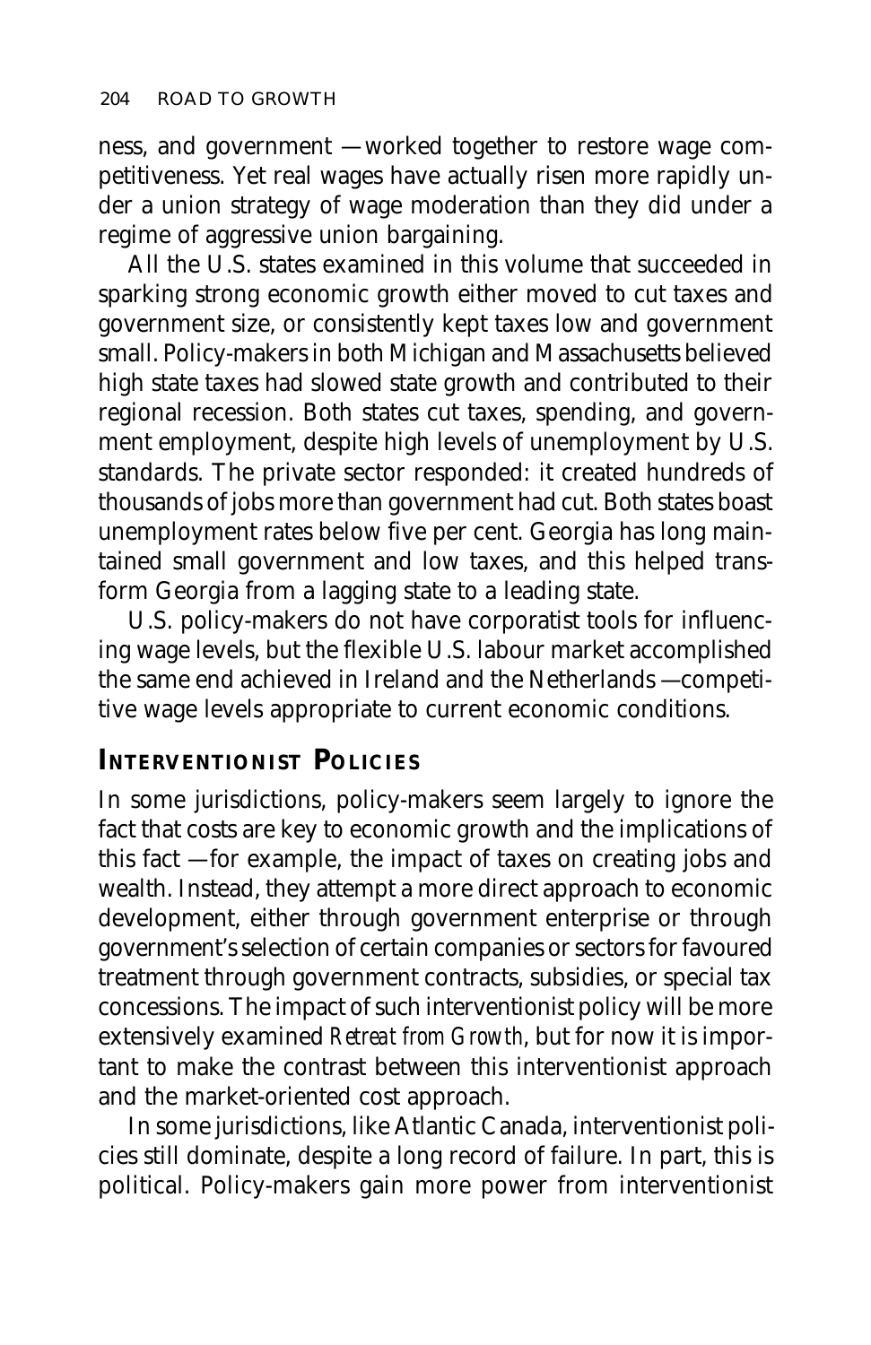ness, and government —worked together to restore wage competitiveness. Yet real wages have actually risen more rapidly under a union strategy of wage moderation than they did under a regime of aggressive union bargaining.

All the U.S. states examined in this volume that succeeded in sparking strong economic growth either moved to cut taxes and government size, or consistently kept taxes low and government small. Policy-makers in both Michigan and Massachusetts believed high state taxes had slowed state growth and contributed to their regional recession. Both states cut taxes, spending, and government employment, despite high levels of unemployment by U.S. standards. The private sector responded: it created hundreds of thousands of jobs more than government had cut. Both states boast unemployment rates below five per cent. Georgia has long maintained small government and low taxes, and this helped transform Georgia from a lagging state to a leading state.

U.S. policy-makers do not have corporatist tools for influencing wage levels, but the flexible U.S. labour market accomplished the same end achieved in Ireland and the Netherlands —competitive wage levels appropriate to current economic conditions.

## Interventionist Policies

In some jurisdictions, policy-makers seem largely to ignore the fact that costs are key to economic growth and the implications of this fact —for example, the impact of taxes on creating jobs and wealth. Instead, they attempt a more direct approach to economic development, either through government enterprise or through government's selection of certain companies or sectors for favoured treatment through government contracts, subsidies, or special tax concessions. The impact of such interventionist policy will be more extensively examined *Retreat from Growth*, but for now it is important to make the contrast between this interventionist approach and the market-oriented cost approach.

In some jurisdictions, like Atlantic Canada, interventionist policies still dominate, despite a long record of failure. In part, this is political. Policy-makers gain more power from interventionist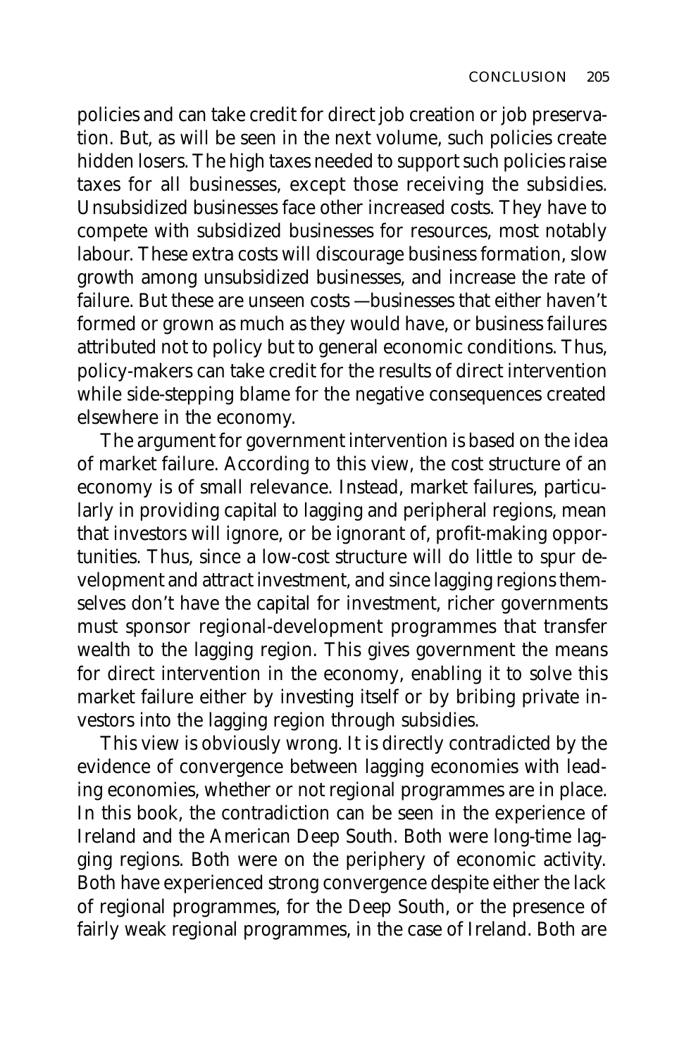policies and can take credit for direct job creation or job preservation. But, as will be seen in the next volume, such policies create hidden losers. The high taxes needed to support such policies raise taxes for all businesses, except those receiving the subsidies. Unsubsidized businesses face other increased costs. They have to compete with subsidized businesses for resources, most notably labour. These extra costs will discourage business formation, slow growth among unsubsidized businesses, and increase the rate of failure. But these are unseen costs —businesses that either haven't formed or grown as much as they would have, or business failures attributed not to policy but to general economic conditions. Thus, policy-makers can take credit for the results of direct intervention while side-stepping blame for the negative consequences created elsewhere in the economy.

The argument for government intervention is based on the idea of market failure. According to this view, the cost structure of an economy is of small relevance. Instead, market failures, particularly in providing capital to lagging and peripheral regions, mean that investors will ignore, or be ignorant of, profit-making opportunities. Thus, since a low-cost structure will do little to spur development and attract investment, and since lagging regions themselves don't have the capital for investment, richer governments must sponsor regional-development programmes that transfer wealth to the lagging region. This gives government the means for direct intervention in the economy, enabling it to solve this market failure either by investing itself or by bribing private investors into the lagging region through subsidies.

This view is obviously wrong. It is directly contradicted by the evidence of convergence between lagging economies with leading economies, whether or not regional programmes are in place. In this book, the contradiction can be seen in the experience of Ireland and the American Deep South. Both were long-time lagging regions. Both were on the periphery of economic activity. Both have experienced strong convergence despite either the lack of regional programmes, for the Deep South, or the presence of fairly weak regional programmes, in the case of Ireland. Both are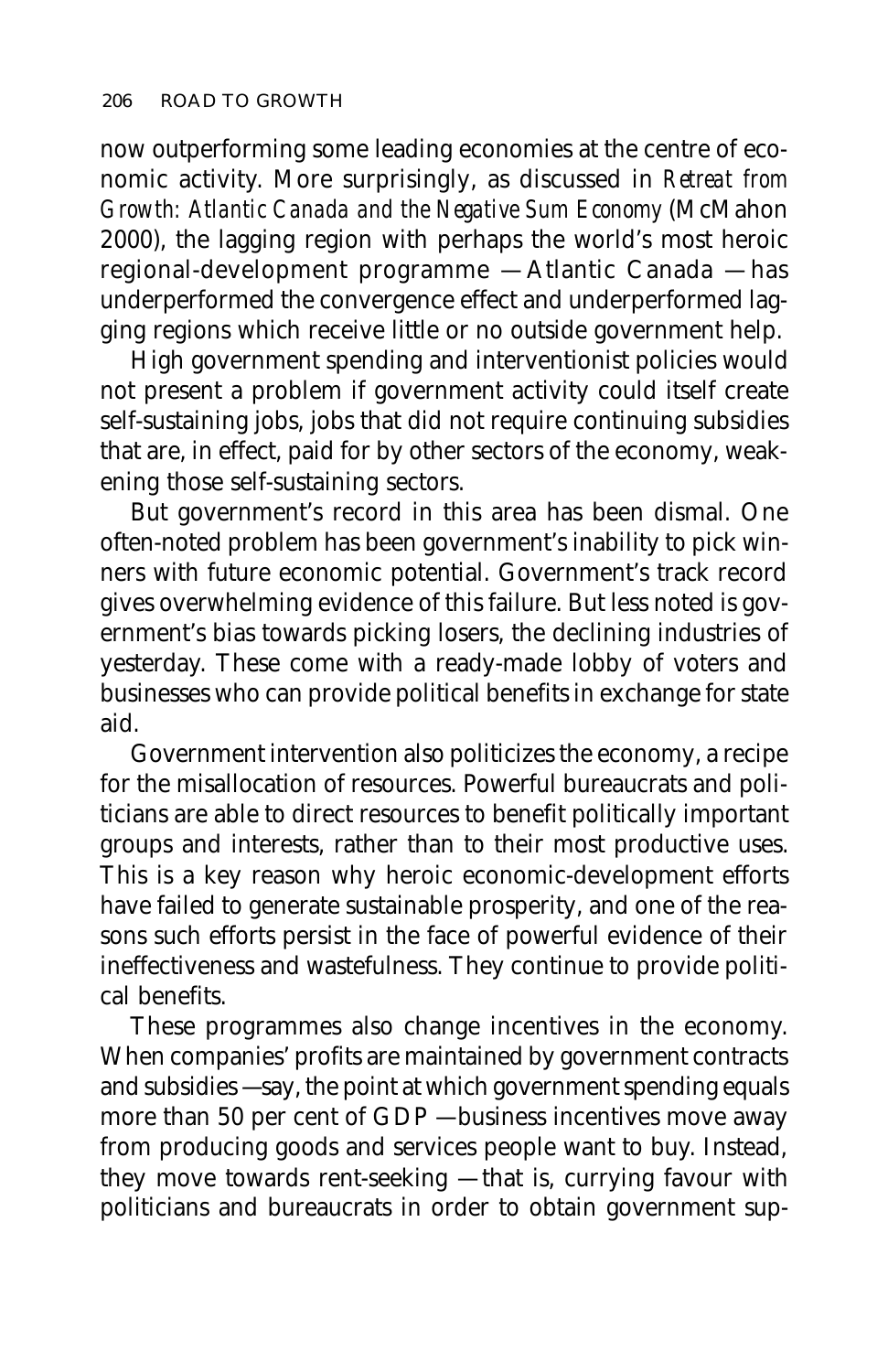now outperforming some leading economies at the centre of economic activity. More surprisingly, as discussed in *Retreat from Growth: Atlantic Canada and the Negative Sum Economy* (McMahon 2000), the lagging region with perhaps the world's most heroic regional-development programme — Atlantic Canada — has underperformed the convergence effect and underperformed lagging regions which receive little or no outside government help.

High government spending and interventionist policies would not present a problem if government activity could itself create self-sustaining jobs, jobs that did not require continuing subsidies that are, in effect, paid for by other sectors of the economy, weakening those self-sustaining sectors.

But government's record in this area has been dismal. One often-noted problem has been government's inability to pick winners with future economic potential. Government's track record gives overwhelming evidence of this failure. But less noted is government's bias towards picking losers, the declining industries of yesterday. These come with a ready-made lobby of voters and businesses who can provide political benefits in exchange for state aid.

Government intervention also politicizes the economy, a recipe for the misallocation of resources. Powerful bureaucrats and politicians are able to direct resources to benefit politically important groups and interests, rather than to their most productive uses. This is a key reason why heroic economic-development efforts have failed to generate sustainable prosperity, and one of the reasons such efforts persist in the face of powerful evidence of their ineffectiveness and wastefulness. They continue to provide political benefits.

These programmes also change incentives in the economy. When companies' profits are maintained by government contracts and subsidies —say, the point at which government spending equals more than 50 per cent of GDP —business incentives move away from producing goods and services people want to buy. Instead, they move towards rent-seeking — that is, currying favour with politicians and bureaucrats in order to obtain government sup-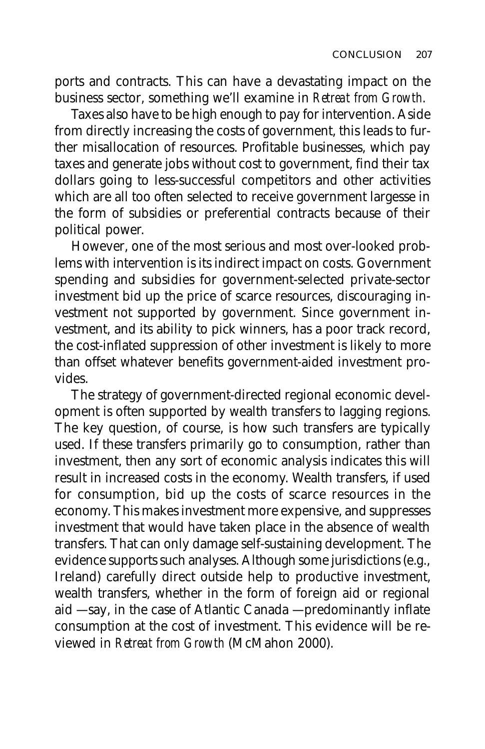ports and contracts. This can have a devastating impact on the business sector, something we'll examine in *Retreat from Growth*.

Taxes also have to be high enough to pay for intervention. Aside from directly increasing the costs of government, this leads to further misallocation of resources. Profitable businesses, which pay taxes and generate jobs without cost to government, find their tax dollars going to less-successful competitors and other activities which are all too often selected to receive government largesse in the form of subsidies or preferential contracts because of their political power.

However, one of the most serious and most over-looked problems with intervention is its indirect impact on costs. Government spending and subsidies for government-selected private-sector investment bid up the price of scarce resources, discouraging investment not supported by government. Since government investment, and its ability to pick winners, has a poor track record, the cost-inflated suppression of other investment is likely to more than offset whatever benefits government-aided investment provides.

The strategy of government-directed regional economic development is often supported by wealth transfers to lagging regions. The key question, of course, is how such transfers are typically used. If these transfers primarily go to consumption, rather than investment, then any sort of economic analysis indicates this will result in increased costs in the economy. Wealth transfers, if used for consumption, bid up the costs of scarce resources in the economy. This makes investment more expensive, and suppresses investment that would have taken place in the absence of wealth transfers. That can only damage self-sustaining development. The evidence supports such analyses. Although some jurisdictions (e.g., Ireland) carefully direct outside help to productive investment, wealth transfers, whether in the form of foreign aid or regional aid —say, in the case of Atlantic Canada —predominantly inflate consumption at the cost of investment. This evidence will be reviewed in *Retreat from Growth* (McMahon 2000).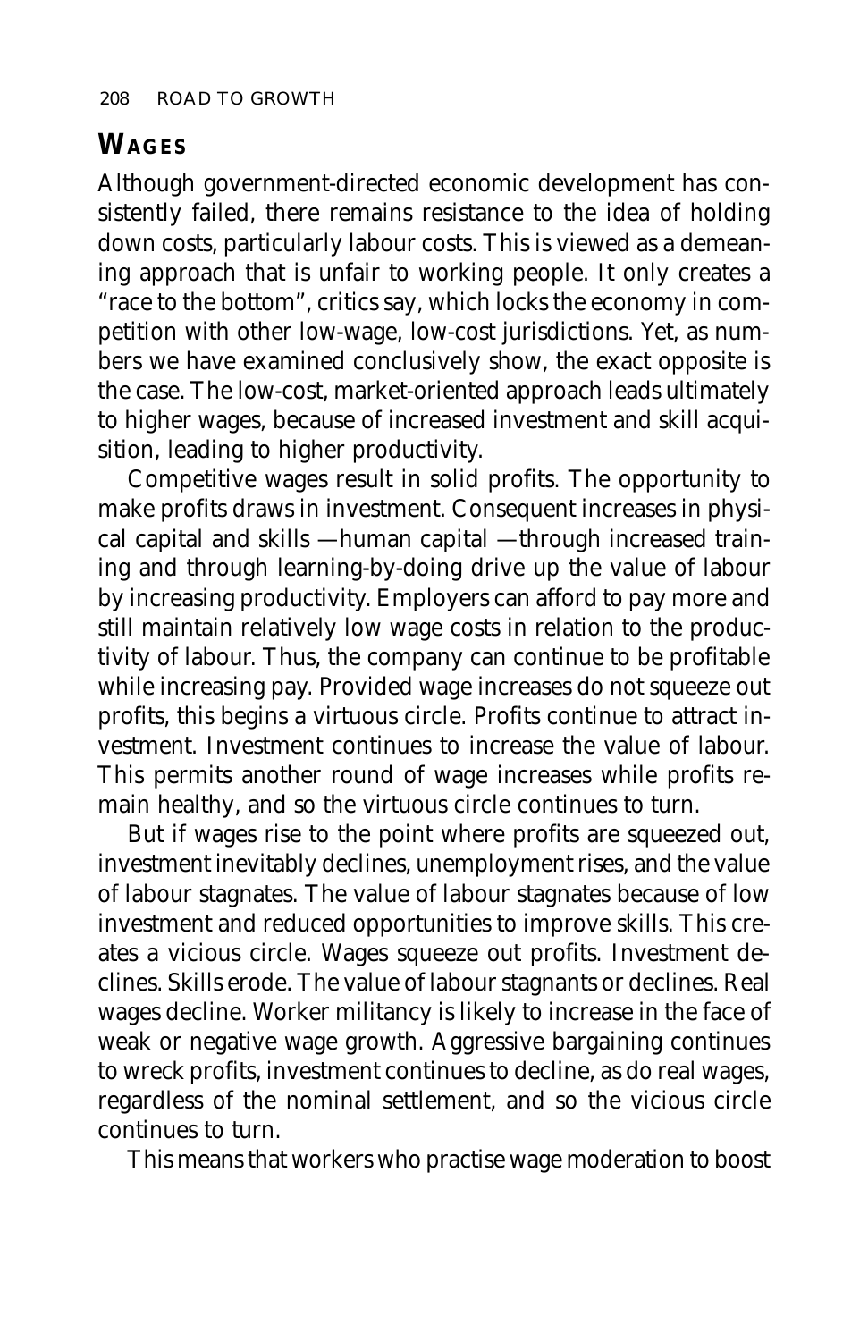## WAGES

Although government-directed economic development has consistently failed, there remains resistance to the idea of holding down costs, particularly labour costs. This is viewed as a demeaning approach that is unfair to working people. It only creates a "race to the bottom", critics say, which locks the economy in competition with other low-wage, low-cost jurisdictions. Yet, as numbers we have examined conclusively show, the exact opposite is the case. The low-cost, market-oriented approach leads ultimately to higher wages, because of increased investment and skill acquisition, leading to higher productivity.

Competitive wages result in solid profits. The opportunity to make profits draws in investment. Consequent increases in physical capital and skills —human capital —through increased training and through learning-by-doing drive up the value of labour by increasing productivity. Employers can afford to pay more and still maintain relatively low wage costs in relation to the productivity of labour. Thus, the company can continue to be profitable while increasing pay. Provided wage increases do not squeeze out profits, this begins a virtuous circle. Profits continue to attract investment. Investment continues to increase the value of labour. This permits another round of wage increases while profits remain healthy, and so the virtuous circle continues to turn.

But if wages rise to the point where profits are squeezed out, investment inevitably declines, unemployment rises, and the value of labour stagnates. The value of labour stagnates because of low investment and reduced opportunities to improve skills. This creates a vicious circle. Wages squeeze out profits. Investment declines. Skills erode. The value of labour stagnants or declines. Real wages decline. Worker militancy is likely to increase in the face of weak or negative wage growth. Aggressive bargaining continues to wreck profits, investment continues to decline, as do real wages, regardless of the nominal settlement, and so the vicious circle continues to turn.

This means that workers who practise wage moderation to boost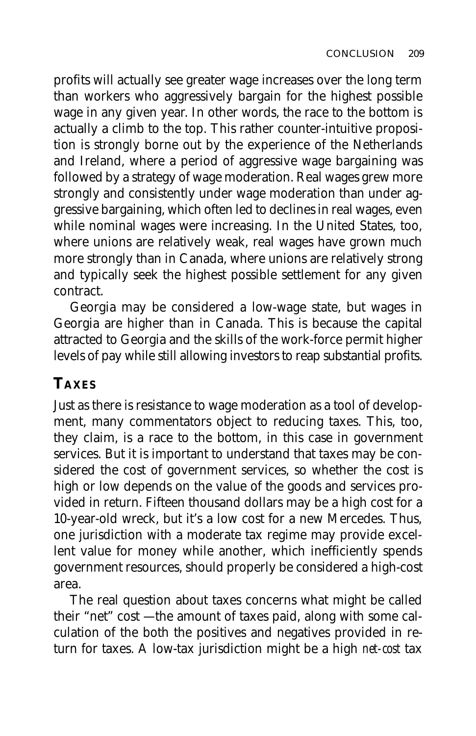profits will actually see greater wage increases over the long term than workers who aggressively bargain for the highest possible wage in any given year. In other words, the race to the bottom is actually a climb to the top. This rather counter-intuitive proposition is strongly borne out by the experience of the Netherlands and Ireland, where a period of aggressive wage bargaining was followed by a strategy of wage moderation. Real wages grew more strongly and consistently under wage moderation than under aggressive bargaining, which often led to declines in real wages, even while nominal wages were increasing. In the United States, too, where unions are relatively weak, real wages have grown much more strongly than in Canada, where unions are relatively strong and typically seek the highest possible settlement for any given contract.

Georgia may be considered a low-wage state, but wages in Georgia are higher than in Canada. This is because the capital attracted to Georgia and the skills of the work-force permit higher levels of pay while still allowing investors to reap substantial profits.

## TAXES

Just as there is resistance to wage moderation as a tool of development, many commentators object to reducing taxes. This, too, they claim, is a race to the bottom, in this case in government services. But it is important to understand that taxes may be considered the cost of government services, so whether the cost is high or low depends on the value of the goods and services provided in return. Fifteen thousand dollars may be a high cost for a 10-year-old wreck, but it's a low cost for a new Mercedes. Thus, one jurisdiction with a moderate tax regime may provide excellent value for money while another, which inefficiently spends government resources, should properly be considered a high-cost area.

The real question about taxes concerns what might be called their "net" cost —the amount of taxes paid, along with some calculation of the both the positives and negatives provided in return for taxes. A low-tax jurisdiction might be a high *net-cost* tax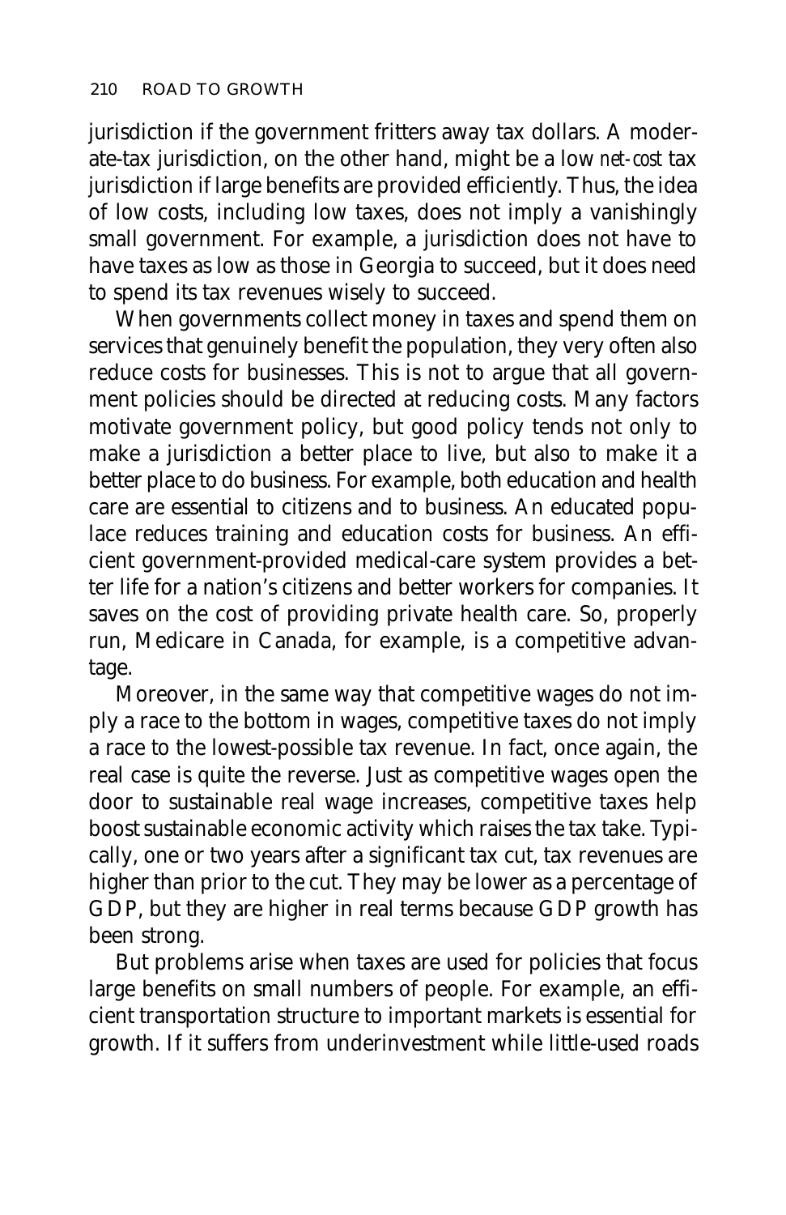jurisdiction if the government fritters away tax dollars. A moderate-tax jurisdiction, on the other hand, might be a low *net-cost* tax jurisdiction if large benefits are provided efficiently. Thus, the idea of low costs, including low taxes, does not imply a vanishingly small government. For example, a jurisdiction does not have to have taxes as low as those in Georgia to succeed, but it does need to spend its tax revenues wisely to succeed.

When governments collect money in taxes and spend them on services that genuinely benefit the population, they very often also reduce costs for businesses. This is not to argue that all government policies should be directed at reducing costs. Many factors motivate government policy, but good policy tends not only to make a jurisdiction a better place to live, but also to make it a better place to do business. For example, both education and health care are essential to citizens and to business. An educated populace reduces training and education costs for business. An efficient government-provided medical-care system provides a better life for a nation's citizens and better workers for companies. It saves on the cost of providing private health care. So, properly run, Medicare in Canada, for example, is a competitive advantage.

Moreover, in the same way that competitive wages do not imply a race to the bottom in wages, competitive taxes do not imply a race to the lowest-possible tax revenue. In fact, once again, the real case is quite the reverse. Just as competitive wages open the door to sustainable real wage increases, competitive taxes help boost sustainable economic activity which raises the tax take. Typically, one or two years after a significant tax cut, tax revenues are higher than prior to the cut. They may be lower as a percentage of GDP, but they are higher in real terms because GDP growth has been strong.

But problems arise when taxes are used for policies that focus large benefits on small numbers of people. For example, an efficient transportation structure to important markets is essential for growth. If it suffers from underinvestment while little-used roads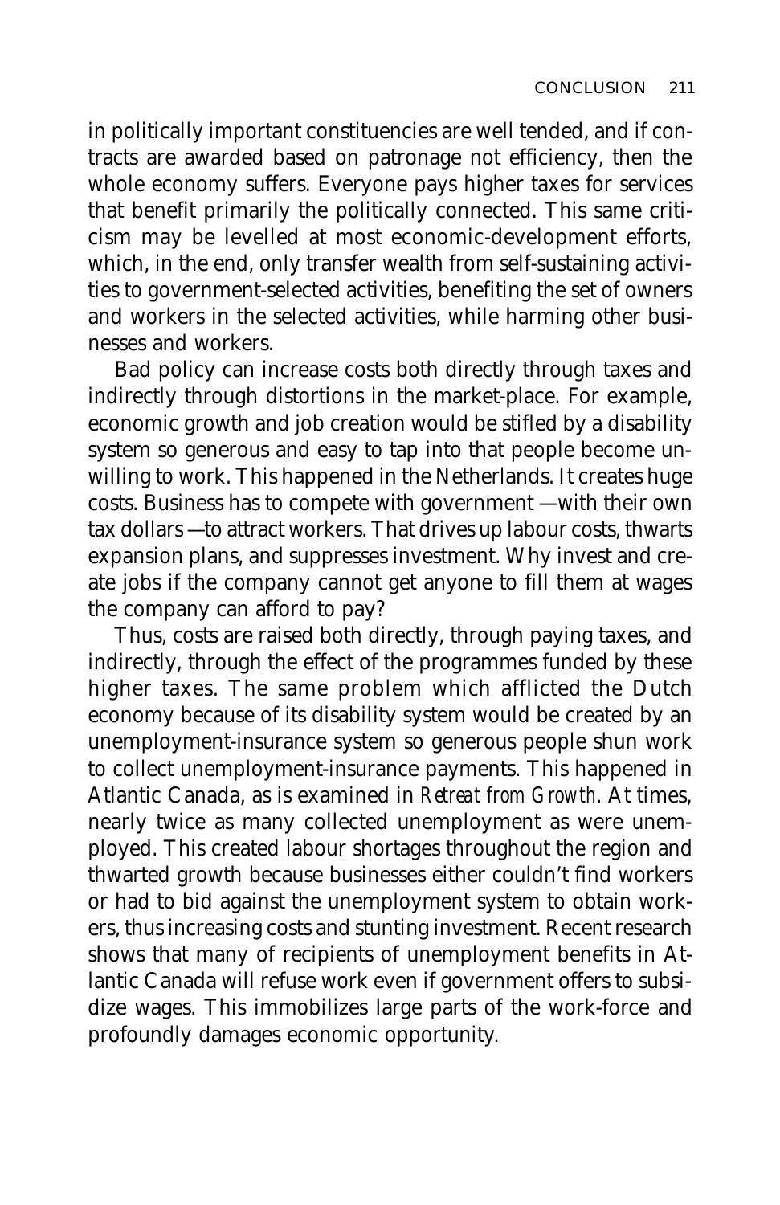in politically important constituencies are well tended, and if contracts are awarded based on patronage not efficiency, then the whole economy suffers. Everyone pays higher taxes for services that benefit primarily the politically connected. This same criticism may be levelled at most economic-development efforts, which, in the end, only transfer wealth from self-sustaining activities to government-selected activities, benefiting the set of owners and workers in the selected activities, while harming other businesses and workers.

Bad policy can increase costs both directly through taxes and indirectly through distortions in the market-place. For example, economic growth and job creation would be stifled by a disability system so generous and easy to tap into that people become unwilling to work. This happened in the Netherlands. It creates huge costs. Business has to compete with government —with their own tax dollars —to attract workers. That drives up labour costs, thwarts expansion plans, and suppresses investment. Why invest and create jobs if the company cannot get anyone to fill them at wages the company can afford to pay?

Thus, costs are raised both directly, through paying taxes, and indirectly, through the effect of the programmes funded by these higher taxes. The same problem which afflicted the Dutch economy because of its disability system would be created by an unemployment-insurance system so generous people shun work to collect unemployment-insurance payments. This happened in Atlantic Canada, as is examined in *Retreat from Growth*. At times, nearly twice as many collected unemployment as were unemployed. This created labour shortages throughout the region and thwarted growth because businesses either couldn't find workers or had to bid against the unemployment system to obtain workers, thus increasing costs and stunting investment. Recent research shows that many of recipients of unemployment benefits in Atlantic Canada will refuse work even if government offers to subsidize wages. This immobilizes large parts of the work-force and profoundly damages economic opportunity.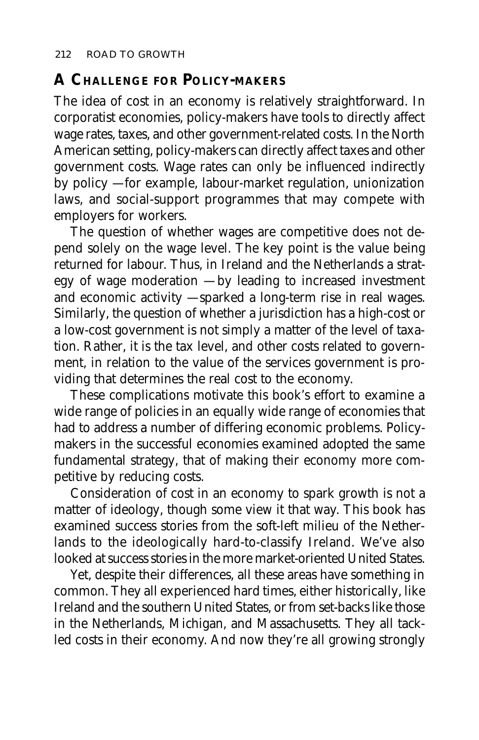## A Challenge for Policy-makers

The idea of cost in an economy is relatively straightforward. In corporatist economies, policy-makers have tools to directly affect wage rates, taxes, and other government-related costs. In the North American setting, policy-makers can directly affect taxes and other government costs. Wage rates can only be influenced indirectly by policy —for example, labour-market regulation, unionization laws, and social-support programmes that may compete with employers for workers.

The question of whether wages are competitive does not depend solely on the wage level. The key point is the value being returned for labour. Thus, in Ireland and the Netherlands a strategy of wage moderation —by leading to increased investment and economic activity —sparked a long-term rise in real wages. Similarly, the question of whether a jurisdiction has a high-cost or a low-cost government is not simply a matter of the level of taxation. Rather, it is the tax level, and other costs related to government, in relation to the value of the services government is providing that determines the real cost to the economy.

These complications motivate this book's effort to examine a wide range of policies in an equally wide range of economies that had to address a number of differing economic problems. Policy-makers in the successful economies examined adopted the same fundamental strategy, that of making their economy more competitive by reducing costs.

Consideration of cost in an economy to spark growth is not a matter of ideology, though some view it that way. This book has examined success stories from the soft-left milieu of the Netherlands to the ideologically hard-to-classify Ireland. We've also looked at success stories in the more market-oriented United States.

Yet, despite their differences, all these areas have something in common. They all experienced hard times, either historically, like Ireland and the southern United States, or from set-backs like those in the Netherlands, Michigan, and Massachusetts. They all tackled costs in their economy. And now they're all growing strongly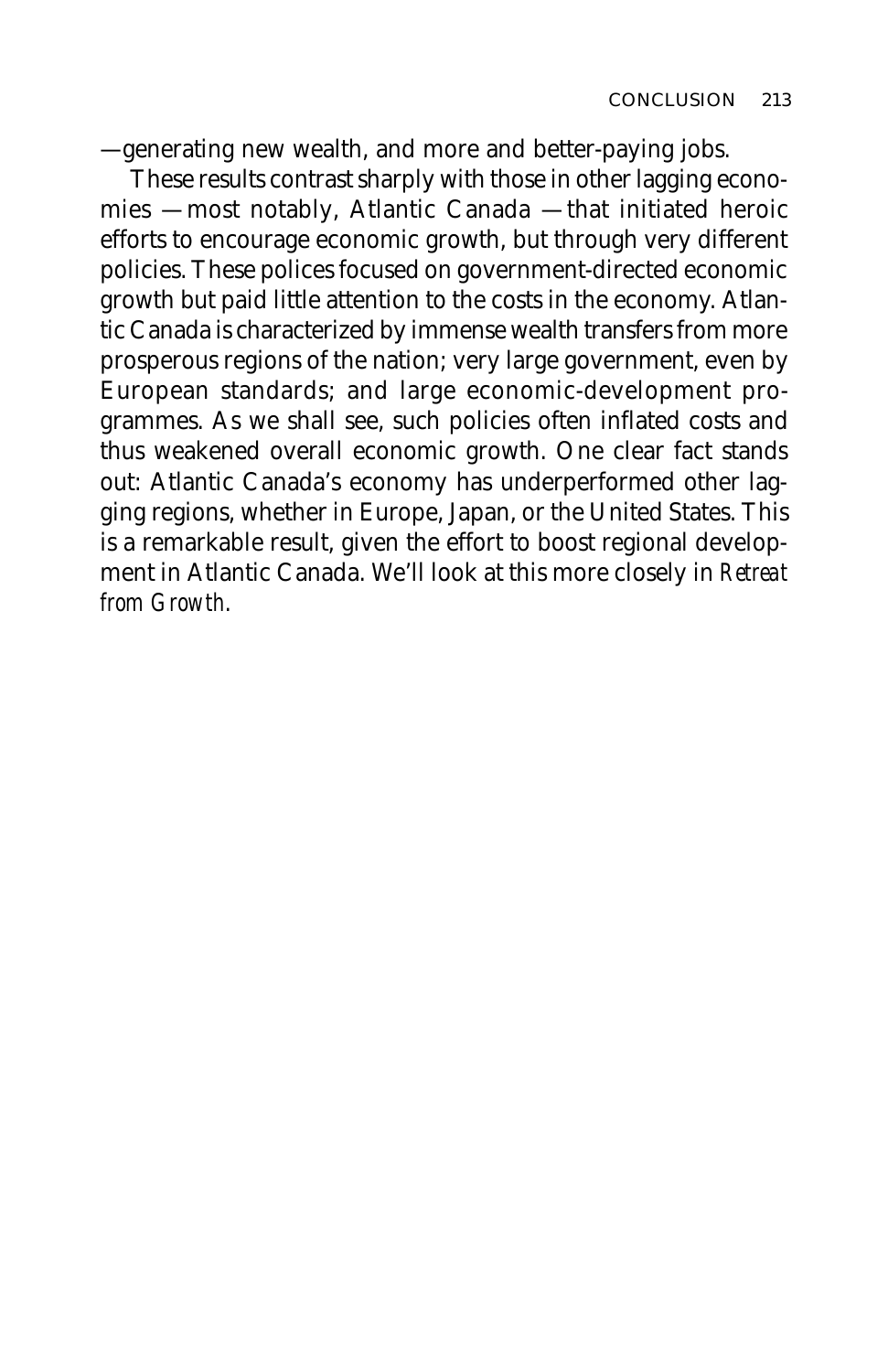—generating new wealth, and more and better-paying jobs.

These results contrast sharply with those in other lagging economies —most notably, Atlantic Canada —that initiated heroic efforts to encourage economic growth, but through very different policies. These polices focused on government-directed economic growth but paid little attention to the costs in the economy. Atlantic Canada is characterized by immense wealth transfers from more prosperous regions of the nation; very large government, even by European standards; and large economic-development programmes. As we shall see, such policies often inflated costs and thus weakened overall economic growth. One clear fact stands out: Atlantic Canada's economy has underperformed other lagging regions, whether in Europe, Japan, or the United States. This is a remarkable result, given the effort to boost regional development in Atlantic Canada. We'll look at this more closely in *Retreat from Growth*.